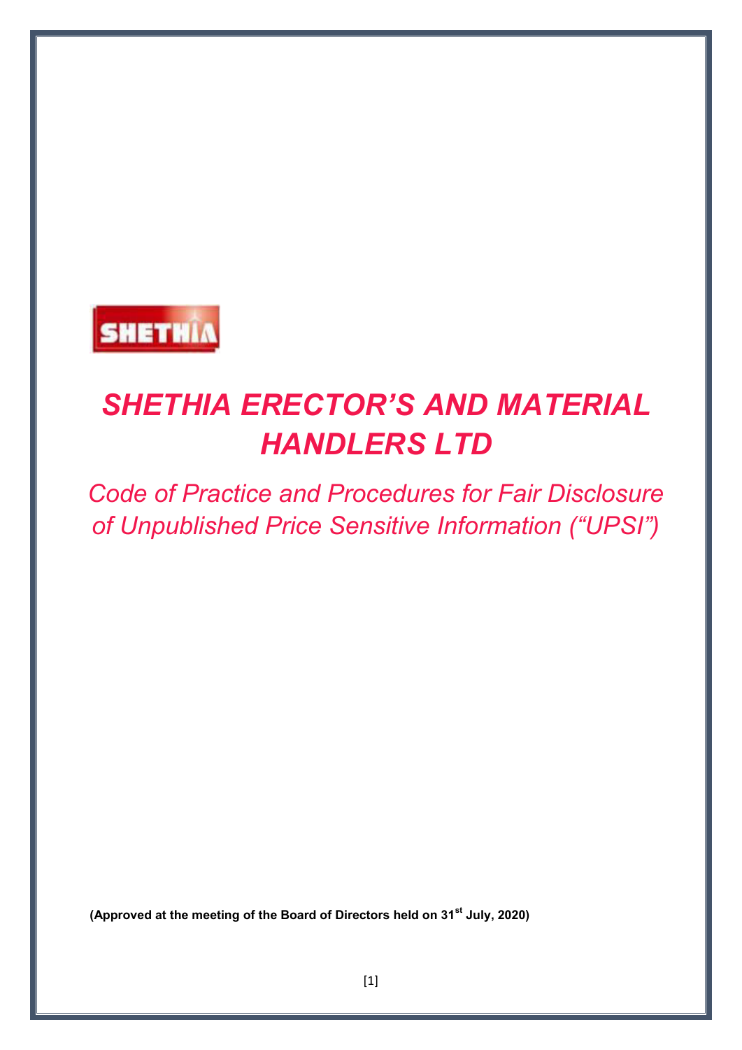# *SHETHIA ERECTOR'S AND MATERIAL HANDLERS LTD*

## *Code of Practice and Procedures for Fair Disclosure of Unpublished Price Sensitive Information ("UPSI")*

**(Approved at the meeting of the Board of Directors held on 31st July, 2020)**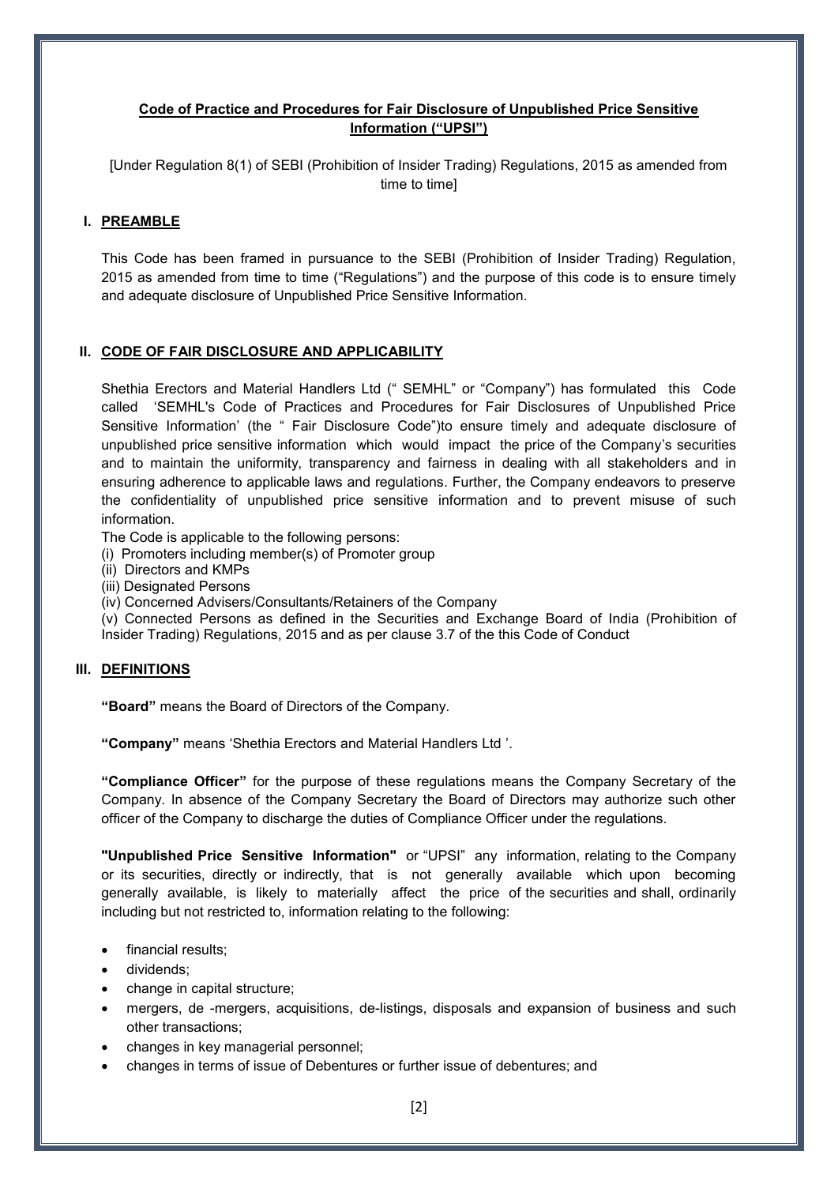**Code of Practice and Procedures for Fair Disclosure of Unpublished Price Sensitive Information ("UPSI")**

[Under Regulation 8(1) of SEBI (Prohibition of Insider Trading) Regulations, 2015 as amended from time to time]

## I. PREAMBLE

This Code has been framed in pursuance to the SEBI (Prohibition of Insider Trading) Regulation, 2015 as amended from time to time ("Regulations") and the purpose of this code is to ensure timely and adequate disclosure of Unpublished Price Sensitive Information.

## II. CODE OF FAIR DISCLOSURE AND APPLICABILITY

Shethia Erectors and Material Handlers Ltd (" SEMHL" or "Company") has formulated this Code called 'SEMHL's Code of Practices and Procedures for Fair Disclosures of Unpublished Price Sensitive Information' (the " Fair Disclosure Code")to ensure timely and adequate disclosure of unpublished price sensitive information which would impact the price of the Company's securities and to maintain the uniformity, transparency and fairness in dealing with all stakeholders and in ensuring adherence to applicable laws and regulations. Further, the Company endeavors to preserve the confidentiality of unpublished price sensitive information and to prevent misuse of such information.

The Code is applicable to the following persons:

(i) Promoters including member(s) of Promoter group
(ii) Directors and KMPs
(iii) Designated Persons
(iv) Concerned Advisers/Consultants/Retainers of the Company
(v) Connected Persons as defined in the Securities and Exchange Board of India (Prohibition of Insider Trading) Regulations, 2015 and as per clause 3.7 of the this Code of Conduct

## III. DEFINITIONS

**"Board"** means the Board of Directors of the Company.

**"Company"** means 'Shethia Erectors and Material Handlers Ltd '.

**"Compliance Officer"** for the purpose of these regulations means the Company Secretary of the Company. In absence of the Company Secretary the Board of Directors may authorize such other officer of the Company to discharge the duties of Compliance Officer under the regulations.

**"Unpublished Price Sensitive Information"** or "UPSI" any information, relating to the Company or its securities, directly or indirectly, that is not generally available which upon becoming generally available, is likely to materially affect the price of the securities and shall, ordinarily including but not restricted to, information relating to the following:

- financial results;
- dividends;
- change in capital structure;
- mergers, de -mergers, acquisitions, de-listings, disposals and expansion of business and such other transactions;
- changes in key managerial personnel;
- changes in terms of issue of Debentures or further issue of debentures; and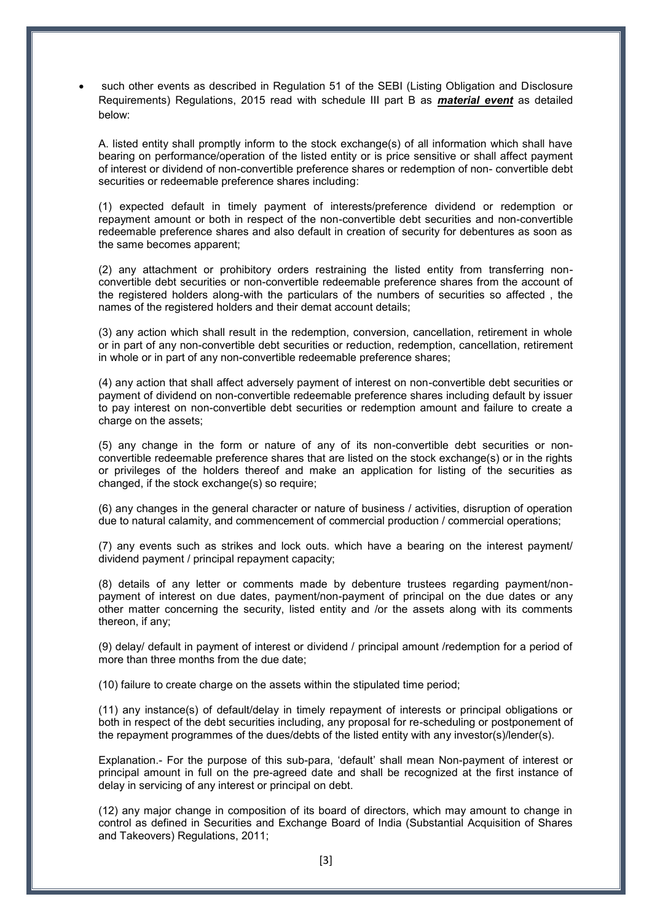- such other events as described in Regulation 51 of the SEBI (Listing Obligation and Disclosure Requirements) Regulations, 2015 read with schedule III part B as ***material event*** as detailed below:

  A. listed entity shall promptly inform to the stock exchange(s) of all information which shall have bearing on performance/operation of the listed entity or is price sensitive or shall affect payment of interest or dividend of non-convertible preference shares or redemption of non- convertible debt securities or redeemable preference shares including:

  (1) expected default in timely payment of interests/preference dividend or redemption or repayment amount or both in respect of the non-convertible debt securities and non-convertible redeemable preference shares and also default in creation of security for debentures as soon as the same becomes apparent;

  (2) any attachment or prohibitory orders restraining the listed entity from transferring non-convertible debt securities or non-convertible redeemable preference shares from the account of the registered holders along-with the particulars of the numbers of securities so affected , the names of the registered holders and their demat account details;

  (3) any action which shall result in the redemption, conversion, cancellation, retirement in whole or in part of any non-convertible debt securities or reduction, redemption, cancellation, retirement in whole or in part of any non-convertible redeemable preference shares;

  (4) any action that shall affect adversely payment of interest on non-convertible debt securities or payment of dividend on non-convertible redeemable preference shares including default by issuer to pay interest on non-convertible debt securities or redemption amount and failure to create a charge on the assets;

  (5) any change in the form or nature of any of its non-convertible debt securities or non-convertible redeemable preference shares that are listed on the stock exchange(s) or in the rights or privileges of the holders thereof and make an application for listing of the securities as changed, if the stock exchange(s) so require;

  (6) any changes in the general character or nature of business / activities, disruption of operation due to natural calamity, and commencement of commercial production / commercial operations;

  (7) any events such as strikes and lock outs. which have a bearing on the interest payment/ dividend payment / principal repayment capacity;

  (8) details of any letter or comments made by debenture trustees regarding payment/non-payment of interest on due dates, payment/non-payment of principal on the due dates or any other matter concerning the security, listed entity and /or the assets along with its comments thereon, if any;

  (9) delay/ default in payment of interest or dividend / principal amount /redemption for a period of more than three months from the due date;

  (10) failure to create charge on the assets within the stipulated time period;

  (11) any instance(s) of default/delay in timely repayment of interests or principal obligations or both in respect of the debt securities including, any proposal for re-scheduling or postponement of the repayment programmes of the dues/debts of the listed entity with any investor(s)/lender(s).

  Explanation.- For the purpose of this sub-para, 'default' shall mean Non-payment of interest or principal amount in full on the pre-agreed date and shall be recognized at the first instance of delay in servicing of any interest or principal on debt.

  (12) any major change in composition of its board of directors, which may amount to change in control as defined in Securities and Exchange Board of India (Substantial Acquisition of Shares and Takeovers) Regulations, 2011;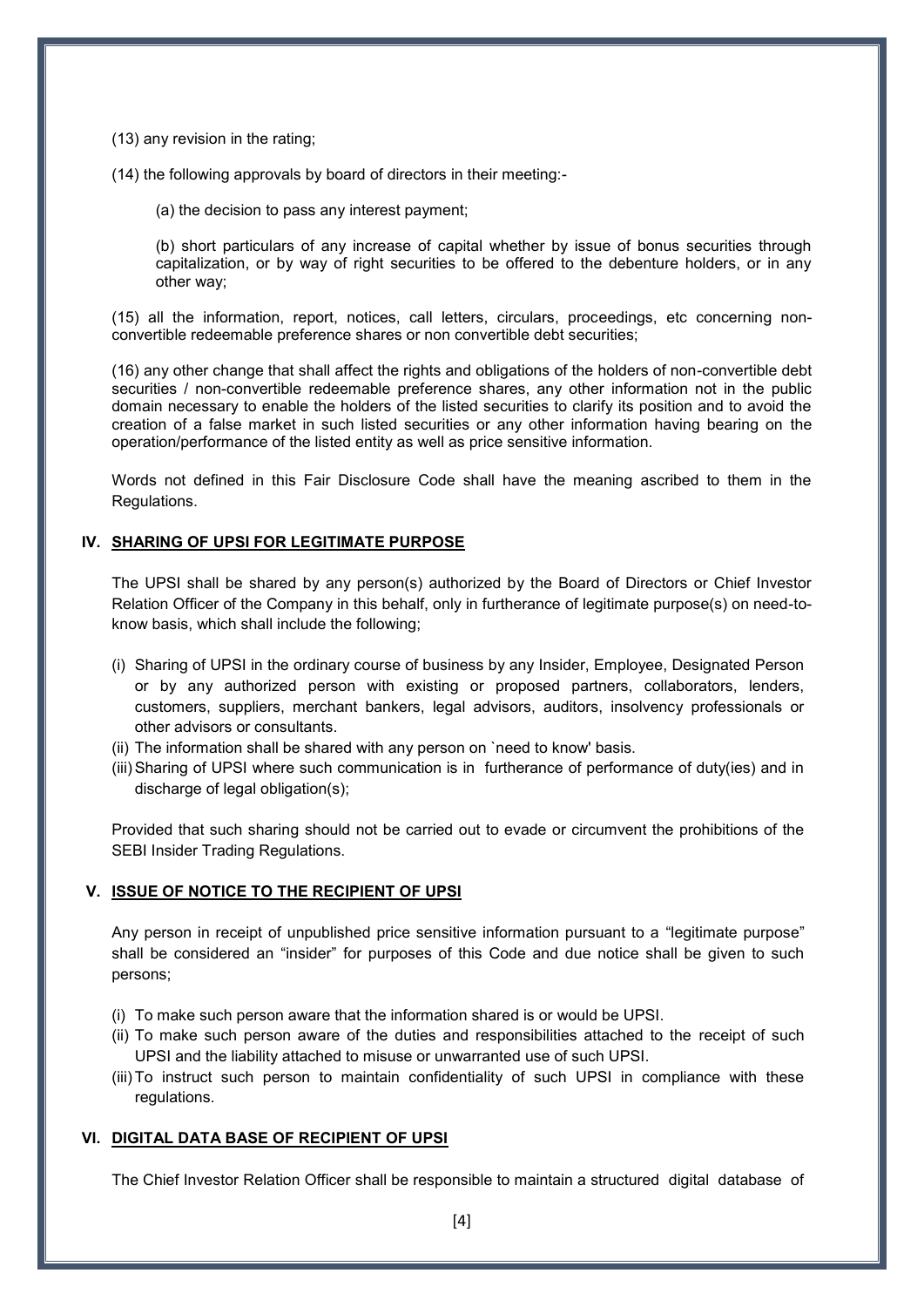(13) any revision in the rating;

(14) the following approvals by board of directors in their meeting:-

(a) the decision to pass any interest payment;

(b) short particulars of any increase of capital whether by issue of bonus securities through capitalization, or by way of right securities to be offered to the debenture holders, or in any other way;

(15) all the information, report, notices, call letters, circulars, proceedings, etc concerning non-convertible redeemable preference shares or non convertible debt securities;

(16) any other change that shall affect the rights and obligations of the holders of non-convertible debt securities / non-convertible redeemable preference shares, any other information not in the public domain necessary to enable the holders of the listed securities to clarify its position and to avoid the creation of a false market in such listed securities or any other information having bearing on the operation/performance of the listed entity as well as price sensitive information.

Words not defined in this Fair Disclosure Code shall have the meaning ascribed to them in the Regulations.

## IV. SHARING OF UPSI FOR LEGITIMATE PURPOSE

The UPSI shall be shared by any person(s) authorized by the Board of Directors or Chief Investor Relation Officer of the Company in this behalf, only in furtherance of legitimate purpose(s) on need-to-know basis, which shall include the following;

(i) Sharing of UPSI in the ordinary course of business by any Insider, Employee, Designated Person or by any authorized person with existing or proposed partners, collaborators, lenders, customers, suppliers, merchant bankers, legal advisors, auditors, insolvency professionals or other advisors or consultants.

(ii) The information shall be shared with any person on `need to know' basis.

(iii) Sharing of UPSI where such communication is in furtherance of performance of duty(ies) and in discharge of legal obligation(s);

Provided that such sharing should not be carried out to evade or circumvent the prohibitions of the SEBI Insider Trading Regulations.

## V. ISSUE OF NOTICE TO THE RECIPIENT OF UPSI

Any person in receipt of unpublished price sensitive information pursuant to a "legitimate purpose" shall be considered an "insider" for purposes of this Code and due notice shall be given to such persons;

(i) To make such person aware that the information shared is or would be UPSI.

(ii) To make such person aware of the duties and responsibilities attached to the receipt of such UPSI and the liability attached to misuse or unwarranted use of such UPSI.

(iii) To instruct such person to maintain confidentiality of such UPSI in compliance with these regulations.

## VI. DIGITAL DATA BASE OF RECIPIENT OF UPSI

The Chief Investor Relation Officer shall be responsible to maintain a structured digital database of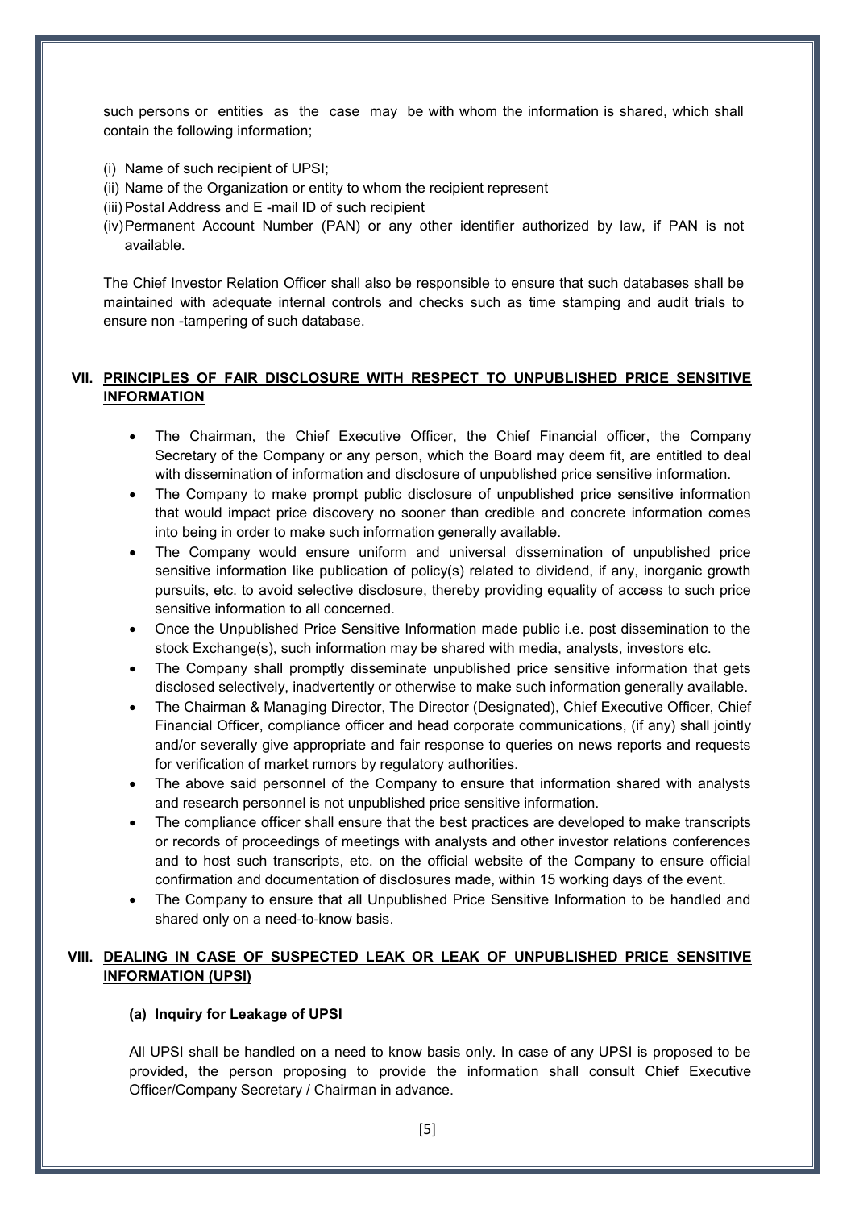such persons or entities as the case may be with whom the information is shared, which shall contain the following information;

(i) Name of such recipient of UPSI;
(ii) Name of the Organization or entity to whom the recipient represent
(iii) Postal Address and E -mail ID of such recipient
(iv) Permanent Account Number (PAN) or any other identifier authorized by law, if PAN is not available.

The Chief Investor Relation Officer shall also be responsible to ensure that such databases shall be maintained with adequate internal controls and checks such as time stamping and audit trials to ensure non -tampering of such database.

## VII. <u>PRINCIPLES OF FAIR DISCLOSURE WITH RESPECT TO UNPUBLISHED PRICE SENSITIVE INFORMATION</u>

- The Chairman, the Chief Executive Officer, the Chief Financial officer, the Company Secretary of the Company or any person, which the Board may deem fit, are entitled to deal with dissemination of information and disclosure of unpublished price sensitive information.
- The Company to make prompt public disclosure of unpublished price sensitive information that would impact price discovery no sooner than credible and concrete information comes into being in order to make such information generally available.
- The Company would ensure uniform and universal dissemination of unpublished price sensitive information like publication of policy(s) related to dividend, if any, inorganic growth pursuits, etc. to avoid selective disclosure, thereby providing equality of access to such price sensitive information to all concerned.
- Once the Unpublished Price Sensitive Information made public i.e. post dissemination to the stock Exchange(s), such information may be shared with media, analysts, investors etc.
- The Company shall promptly disseminate unpublished price sensitive information that gets disclosed selectively, inadvertently or otherwise to make such information generally available.
- The Chairman & Managing Director, The Director (Designated), Chief Executive Officer, Chief Financial Officer, compliance officer and head corporate communications, (if any) shall jointly and/or severally give appropriate and fair response to queries on news reports and requests for verification of market rumors by regulatory authorities.
- The above said personnel of the Company to ensure that information shared with analysts and research personnel is not unpublished price sensitive information.
- The compliance officer shall ensure that the best practices are developed to make transcripts or records of proceedings of meetings with analysts and other investor relations conferences and to host such transcripts, etc. on the official website of the Company to ensure official confirmation and documentation of disclosures made, within 15 working days of the event.
- The Company to ensure that all Unpublished Price Sensitive Information to be handled and shared only on a need-to-know basis.

## VIII. <u>DEALING IN CASE OF SUSPECTED LEAK OR LEAK OF UNPUBLISHED PRICE SENSITIVE INFORMATION (UPSI)</u>

### (a) Inquiry for Leakage of UPSI

All UPSI shall be handled on a need to know basis only. In case of any UPSI is proposed to be provided, the person proposing to provide the information shall consult Chief Executive Officer/Company Secretary / Chairman in advance.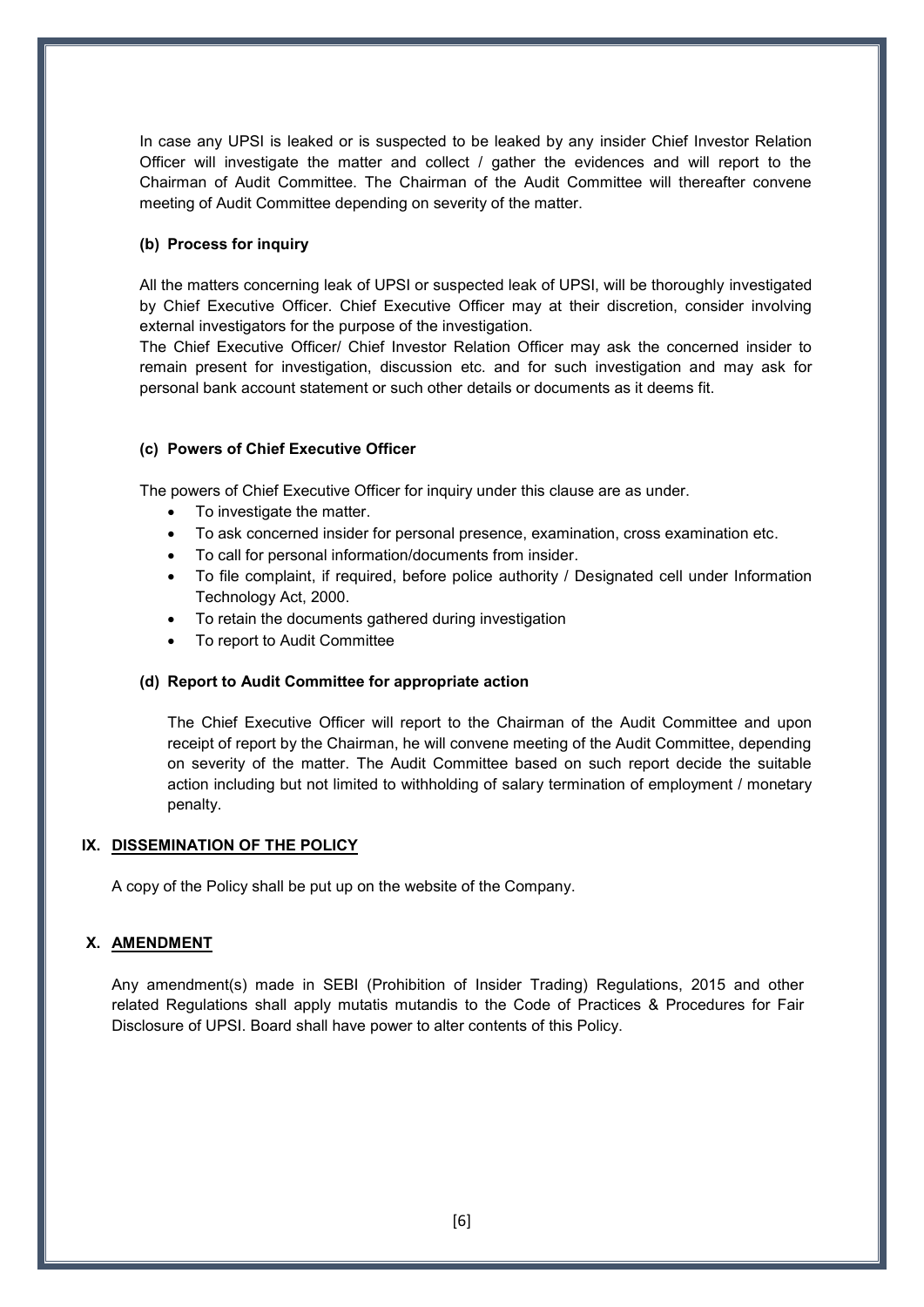In case any UPSI is leaked or is suspected to be leaked by any insider Chief Investor Relation Officer will investigate the matter and collect / gather the evidences and will report to the Chairman of Audit Committee. The Chairman of the Audit Committee will thereafter convene meeting of Audit Committee depending on severity of the matter.

**(b) Process for inquiry**

All the matters concerning leak of UPSI or suspected leak of UPSI, will be thoroughly investigated by Chief Executive Officer. Chief Executive Officer may at their discretion, consider involving external investigators for the purpose of the investigation.

The Chief Executive Officer/ Chief Investor Relation Officer may ask the concerned insider to remain present for investigation, discussion etc. and for such investigation and may ask for personal bank account statement or such other details or documents as it deems fit.

**(c) Powers of Chief Executive Officer**

The powers of Chief Executive Officer for inquiry under this clause are as under.

- To investigate the matter.
- To ask concerned insider for personal presence, examination, cross examination etc.
- To call for personal information/documents from insider.
- To file complaint, if required, before police authority / Designated cell under Information Technology Act, 2000.
- To retain the documents gathered during investigation
- To report to Audit Committee

**(d) Report to Audit Committee for appropriate action**

The Chief Executive Officer will report to the Chairman of the Audit Committee and upon receipt of report by the Chairman, he will convene meeting of the Audit Committee, depending on severity of the matter. The Audit Committee based on such report decide the suitable action including but not limited to withholding of salary termination of employment / monetary penalty.

## IX. DISSEMINATION OF THE POLICY

A copy of the Policy shall be put up on the website of the Company.

## X. AMENDMENT

Any amendment(s) made in SEBI (Prohibition of Insider Trading) Regulations, 2015 and other related Regulations shall apply mutatis mutandis to the Code of Practices & Procedures for Fair Disclosure of UPSI. Board shall have power to alter contents of this Policy.